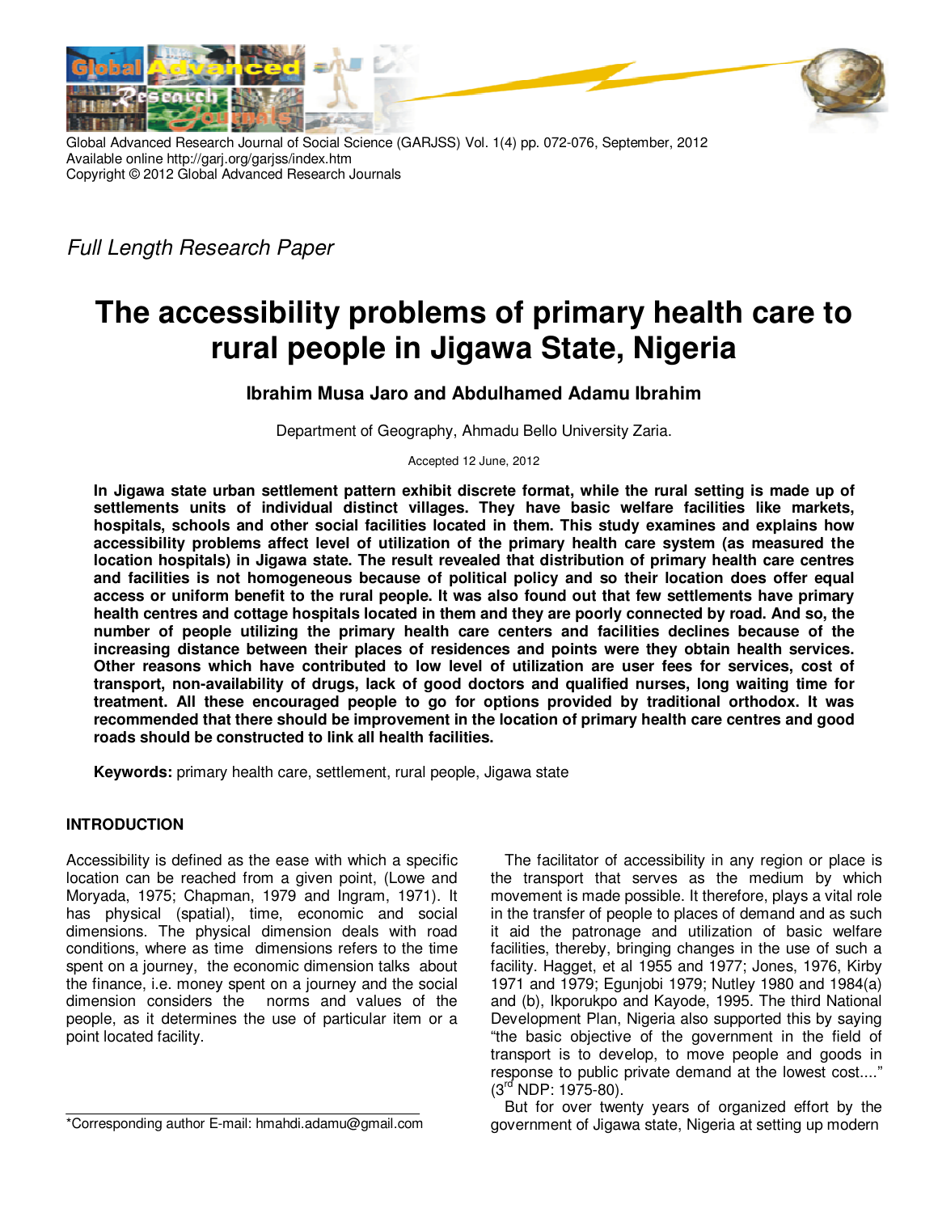Global Advanced Research Journal of Social Science (GARJSS) Vol. 1(4) pp. 072-076, September, 2012
Available online http://garj.org/garjss/index.htm
Copyright © 2012 Global Advanced Research Journals

*Full Length Research Paper*

# The accessibility problems of primary health care to rural people in Jigawa State, Nigeria

**Ibrahim Musa Jaro and Abdulhamed Adamu Ibrahim**

Department of Geography, Ahmadu Bello University Zaria.

Accepted 12 June, 2012

**In Jigawa state urban settlement pattern exhibit discrete format, while the rural setting is made up of settlements units of individual distinct villages. They have basic welfare facilities like markets, hospitals, schools and other social facilities located in them. This study examines and explains how accessibility problems affect level of utilization of the primary health care system (as measured the location hospitals) in Jigawa state. The result revealed that distribution of primary health care centres and facilities is not homogeneous because of political policy and so their location does offer equal access or uniform benefit to the rural people. It was also found out that few settlements have primary health centres and cottage hospitals located in them and they are poorly connected by road. And so, the number of people utilizing the primary health care centers and facilities declines because of the increasing distance between their places of residences and points were they obtain health services. Other reasons which have contributed to low level of utilization are user fees for services, cost of transport, non-availability of drugs, lack of good doctors and qualified nurses, long waiting time for treatment. All these encouraged people to go for options provided by traditional orthodox. It was recommended that there should be improvement in the location of primary health care centres and good roads should be constructed to link all health facilities.**

**Keywords:** primary health care, settlement, rural people, Jigawa state

## INTRODUCTION

Accessibility is defined as the ease with which a specific location can be reached from a given point, (Lowe and Moryada, 1975; Chapman, 1979 and Ingram, 1971). It has physical (spatial), time, economic and social dimensions. The physical dimension deals with road conditions, where as time dimensions refers to the time spent on a journey, the economic dimension talks about the finance, i.e. money spent on a journey and the social dimension considers the norms and values of the people, as it determines the use of particular item or a point located facility.

The facilitator of accessibility in any region or place is the transport that serves as the medium by which movement is made possible. It therefore, plays a vital role in the transfer of people to places of demand and as such it aid the patronage and utilization of basic welfare facilities, thereby, bringing changes in the use of such a facility. Hagget, et al 1955 and 1977; Jones, 1976, Kirby 1971 and 1979; Egunjobi 1979; Nutley 1980 and 1984(a) and (b), Ikporukpo and Kayode, 1995. The third National Development Plan, Nigeria also supported this by saying "the basic objective of the government in the field of transport is to develop, to move people and goods in response to public private demand at the lowest cost...." (3rd NDP: 1975-80).

But for over twenty years of organized effort by the government of Jigawa state, Nigeria at setting up modern

*Corresponding author E-mail: hmahdi.adamu@gmail.com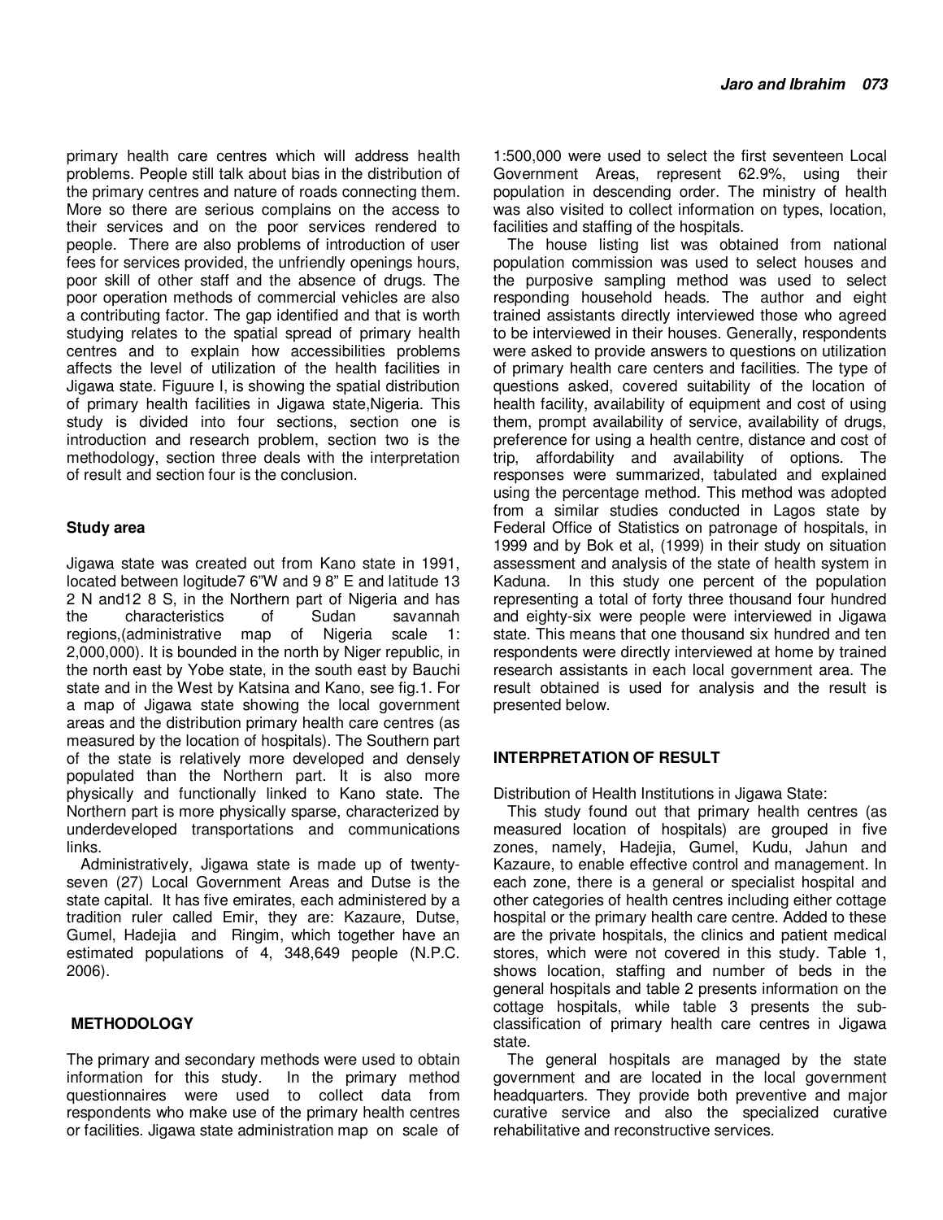primary health care centres which will address health problems. People still talk about bias in the distribution of the primary centres and nature of roads connecting them. More so there are serious complains on the access to their services and on the poor services rendered to people. There are also problems of introduction of user fees for services provided, the unfriendly openings hours, poor skill of other staff and the absence of drugs. The poor operation methods of commercial vehicles are also a contributing factor. The gap identified and that is worth studying relates to the spatial spread of primary health centres and to explain how accessibilities problems affects the level of utilization of the health facilities in Jigawa state. Figuure I, is showing the spatial distribution of primary health facilities in Jigawa state,Nigeria. This study is divided into four sections, section one is introduction and research problem, section two is the methodology, section three deals with the interpretation of result and section four is the conclusion.

### Study area

Jigawa state was created out from Kano state in 1991, located between logitude7 6"W and 9 8" E and latitude 13 2 N and12 8 S, in the Northern part of Nigeria and has the characteristics of Sudan savannah regions,(administrative map of Nigeria scale 1: 2,000,000). It is bounded in the north by Niger republic, in the north east by Yobe state, in the south east by Bauchi state and in the West by Katsina and Kano, see fig.1. For a map of Jigawa state showing the local government areas and the distribution primary health care centres (as measured by the location of hospitals). The Southern part of the state is relatively more developed and densely populated than the Northern part. It is also more physically and functionally linked to Kano state. The Northern part is more physically sparse, characterized by underdeveloped transportations and communications links.

Administratively, Jigawa state is made up of twenty-seven (27) Local Government Areas and Dutse is the state capital. It has five emirates, each administered by a tradition ruler called Emir, they are: Kazaure, Dutse, Gumel, Hadejia and Ringim, which together have an estimated populations of 4, 348,649 people (N.P.C. 2006).

## METHODOLOGY

The primary and secondary methods were used to obtain information for this study. In the primary method questionnaires were used to collect data from respondents who make use of the primary health centres or facilities. Jigawa state administration map on scale of 1:500,000 were used to select the first seventeen Local Government Areas, represent 62.9%, using their population in descending order. The ministry of health was also visited to collect information on types, location, facilities and staffing of the hospitals.

The house listing list was obtained from national population commission was used to select houses and the purposive sampling method was used to select responding household heads. The author and eight trained assistants directly interviewed those who agreed to be interviewed in their houses. Generally, respondents were asked to provide answers to questions on utilization of primary health care centers and facilities. The type of questions asked, covered suitability of the location of health facility, availability of equipment and cost of using them, prompt availability of service, availability of drugs, preference for using a health centre, distance and cost of trip, affordability and availability of options. The responses were summarized, tabulated and explained using the percentage method. This method was adopted from a similar studies conducted in Lagos state by Federal Office of Statistics on patronage of hospitals, in 1999 and by Bok et al, (1999) in their study on situation assessment and analysis of the state of health system in Kaduna. In this study one percent of the population representing a total of forty three thousand four hundred and eighty-six were people were interviewed in Jigawa state. This means that one thousand six hundred and ten respondents were directly interviewed at home by trained research assistants in each local government area. The result obtained is used for analysis and the result is presented below.

## INTERPRETATION OF RESULT

Distribution of Health Institutions in Jigawa State:

This study found out that primary health centres (as measured location of hospitals) are grouped in five zones, namely, Hadejia, Gumel, Kudu, Jahun and Kazaure, to enable effective control and management. In each zone, there is a general or specialist hospital and other categories of health centres including either cottage hospital or the primary health care centre. Added to these are the private hospitals, the clinics and patient medical stores, which were not covered in this study. Table 1, shows location, staffing and number of beds in the general hospitals and table 2 presents information on the cottage hospitals, while table 3 presents the sub-classification of primary health care centres in Jigawa state.

The general hospitals are managed by the state government and are located in the local government headquarters. They provide both preventive and major curative service and also the specialized curative rehabilitative and reconstructive services.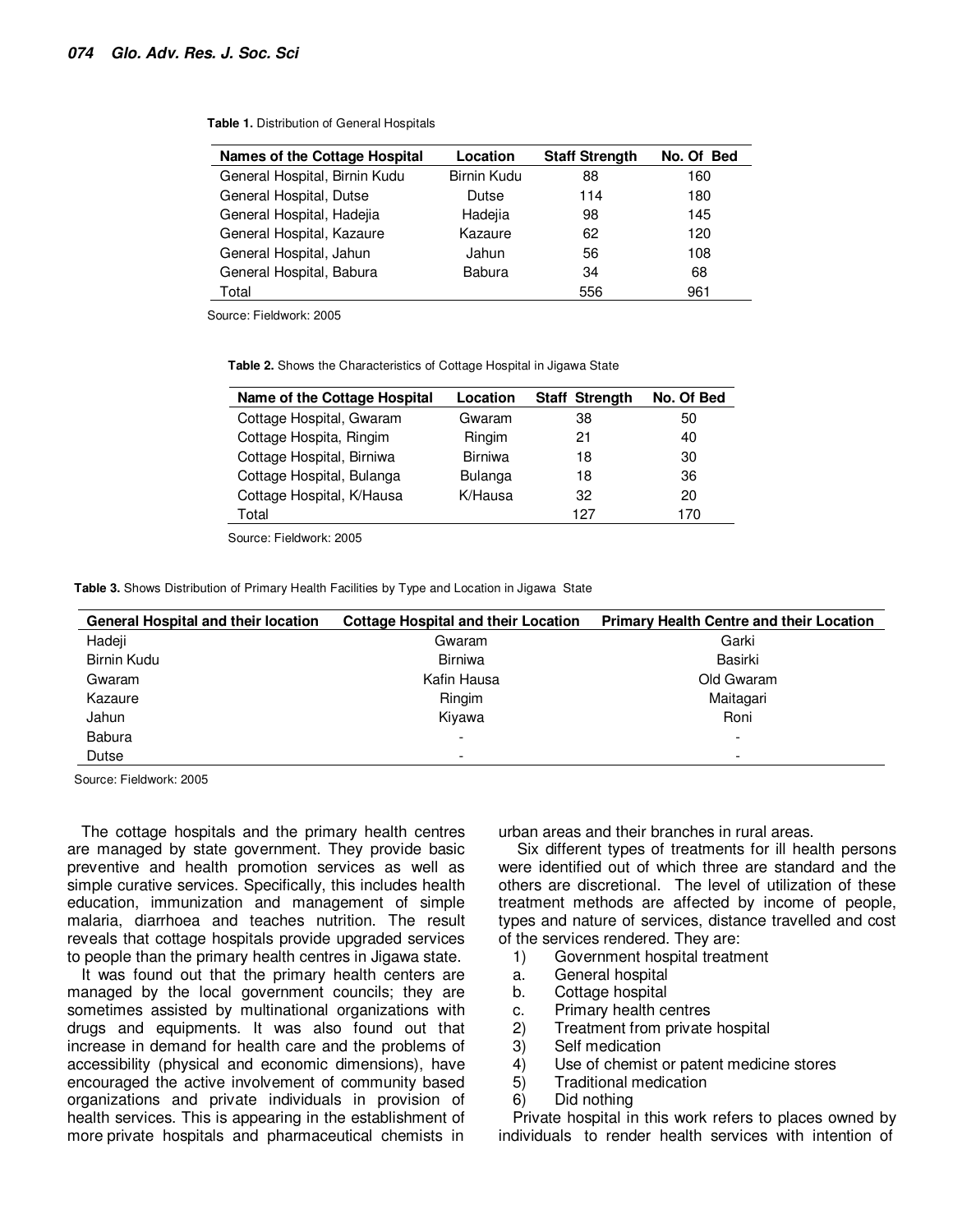**Table 1.** Distribution of General Hospitals

| Names of the Cottage Hospital | Location | Staff Strength | No. Of Bed |
|---|---|---|---|
| General Hospital, Birnin Kudu | Birnin Kudu | 88 | 160 |
| General Hospital, Dutse | Dutse | 114 | 180 |
| General Hospital, Hadejia | Hadejia | 98 | 145 |
| General Hospital, Kazaure | Kazaure | 62 | 120 |
| General Hospital, Jahun | Jahun | 56 | 108 |
| General Hospital, Babura | Babura | 34 | 68 |
| Total | | 556 | 961 |

Source: Fieldwork: 2005

**Table 2.** Shows the Characteristics of Cottage Hospital in Jigawa State

| Name of the Cottage Hospital | Location | Staff Strength | No. Of Bed |
|---|---|---|---|
| Cottage Hospital, Gwaram | Gwaram | 38 | 50 |
| Cottage Hospita, Ringim | Ringim | 21 | 40 |
| Cottage Hospital, Birniwa | Birniwa | 18 | 30 |
| Cottage Hospital, Bulanga | Bulanga | 18 | 36 |
| Cottage Hospital, K/Hausa | K/Hausa | 32 | 20 |
| Total | | 127 | 170 |

Source: Fieldwork: 2005

**Table 3.** Shows Distribution of Primary Health Facilities by Type and Location in Jigawa State

| General Hospital and their location | Cottage Hospital and their Location | Primary Health Centre and their Location |
|---|---|---|
| Hadeji | Gwaram | Garki |
| Birnin Kudu | Birniwa | Basirki |
| Gwaram | Kafin Hausa | Old Gwaram |
| Kazaure | Ringim | Maitagari |
| Jahun | Kiyawa | Roni |
| Babura | - | - |
| Dutse | - | - |

Source: Fieldwork: 2005

The cottage hospitals and the primary health centres are managed by state government. They provide basic preventive and health promotion services as well as simple curative services. Specifically, this includes health education, immunization and management of simple malaria, diarrhoea and teaches nutrition. The result reveals that cottage hospitals provide upgraded services to people than the primary health centres in Jigawa state.

It was found out that the primary health centers are managed by the local government councils; they are sometimes assisted by multinational organizations with drugs and equipments. It was also found out that increase in demand for health care and the problems of accessibility (physical and economic dimensions), have encouraged the active involvement of community based organizations and private individuals in provision of health services. This is appearing in the establishment of more private hospitals and pharmaceutical chemists in urban areas and their branches in rural areas.

Six different types of treatments for ill health persons were identified out of which three are standard and the others are discretional. The level of utilization of these treatment methods are affected by income of people, types and nature of services, distance travelled and cost of the services rendered. They are:

1) Government hospital treatment
   a. General hospital
   b. Cottage hospital
   c. Primary health centres
2) Treatment from private hospital
3) Self medication
4) Use of chemist or patent medicine stores
5) Traditional medication
6) Did nothing

Private hospital in this work refers to places owned by individuals to render health services with intention of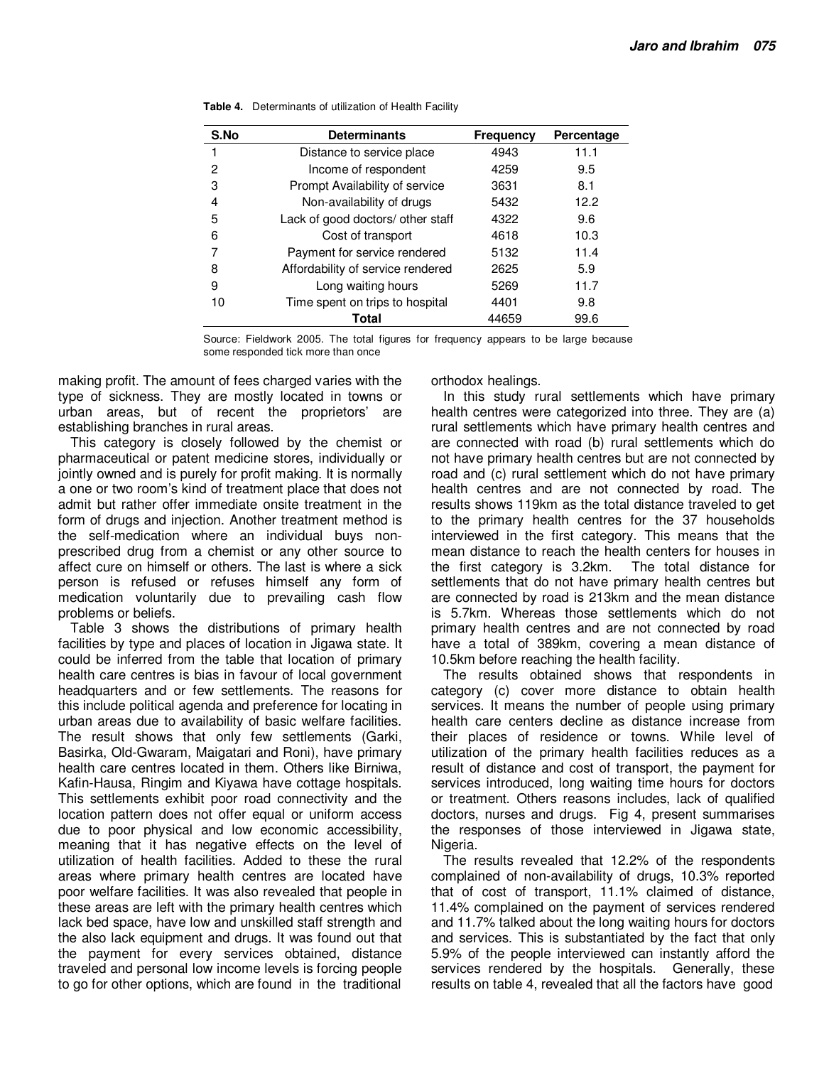**Table 4.** Determinants of utilization of Health Facility

| S.No | Determinants | Frequency | Percentage |
|---|---|---|---|
| 1 | Distance to service place | 4943 | 11.1 |
| 2 | Income of respondent | 4259 | 9.5 |
| 3 | Prompt Availability of service | 3631 | 8.1 |
| 4 | Non-availability of drugs | 5432 | 12.2 |
| 5 | Lack of good doctors/ other staff | 4322 | 9.6 |
| 6 | Cost of transport | 4618 | 10.3 |
| 7 | Payment for service rendered | 5132 | 11.4 |
| 8 | Affordability of service rendered | 2625 | 5.9 |
| 9 | Long waiting hours | 5269 | 11.7 |
| 10 | Time spent on trips to hospital | 4401 | 9.8 |
| | **Total** | 44659 | 99.6 |

Source: Fieldwork 2005. The total figures for frequency appears to be large because some responded tick more than once

making profit. The amount of fees charged varies with the type of sickness. They are mostly located in towns or urban areas, but of recent the proprietors' are establishing branches in rural areas.

This category is closely followed by the chemist or pharmaceutical or patent medicine stores, individually or jointly owned and is purely for profit making. It is normally a one or two room's kind of treatment place that does not admit but rather offer immediate onsite treatment in the form of drugs and injection. Another treatment method is the self-medication where an individual buys non-prescribed drug from a chemist or any other source to affect cure on himself or others. The last is where a sick person is refused or refuses himself any form of medication voluntarily due to prevailing cash flow problems or beliefs.

Table 3 shows the distributions of primary health facilities by type and places of location in Jigawa state. It could be inferred from the table that location of primary health care centres is bias in favour of local government headquarters and or few settlements. The reasons for this include political agenda and preference for locating in urban areas due to availability of basic welfare facilities. The result shows that only few settlements (Garki, Basirka, Old-Gwaram, Maigatari and Roni), have primary health care centres located in them. Others like Birniwa, Kafin-Hausa, Ringim and Kiyawa have cottage hospitals. This settlements exhibit poor road connectivity and the location pattern does not offer equal or uniform access due to poor physical and low economic accessibility, meaning that it has negative effects on the level of utilization of health facilities. Added to these the rural areas where primary health centres are located have poor welfare facilities. It was also revealed that people in these areas are left with the primary health centres which lack bed space, have low and unskilled staff strength and the also lack equipment and drugs. It was found out that the payment for every services obtained, distance traveled and personal low income levels is forcing people to go for other options, which are found in the traditional orthodox healings.

In this study rural settlements which have primary health centres were categorized into three. They are (a) rural settlements which have primary health centres and are connected with road (b) rural settlements which do not have primary health centres but are not connected by road and (c) rural settlement which do not have primary health centres and are not connected by road. The results shows 119km as the total distance traveled to get to the primary health centres for the 37 households interviewed in the first category. This means that the mean distance to reach the health centers for houses in the first category is 3.2km. The total distance for settlements that do not have primary health centres but are connected by road is 213km and the mean distance is 5.7km. Whereas those settlements which do not primary health centres and are not connected by road have a total of 389km, covering a mean distance of 10.5km before reaching the health facility.

The results obtained shows that respondents in category (c) cover more distance to obtain health services. It means the number of people using primary health care centers decline as distance increase from their places of residence or towns. While level of utilization of the primary health facilities reduces as a result of distance and cost of transport, the payment for services introduced, long waiting time hours for doctors or treatment. Others reasons includes, lack of qualified doctors, nurses and drugs. Fig 4, present summarises the responses of those interviewed in Jigawa state, Nigeria.

The results revealed that 12.2% of the respondents complained of non-availability of drugs, 10.3% reported that of cost of transport, 11.1% claimed of distance, 11.4% complained on the payment of services rendered and 11.7% talked about the long waiting hours for doctors and services. This is substantiated by the fact that only 5.9% of the people interviewed can instantly afford the services rendered by the hospitals. Generally, these results on table 4, revealed that all the factors have good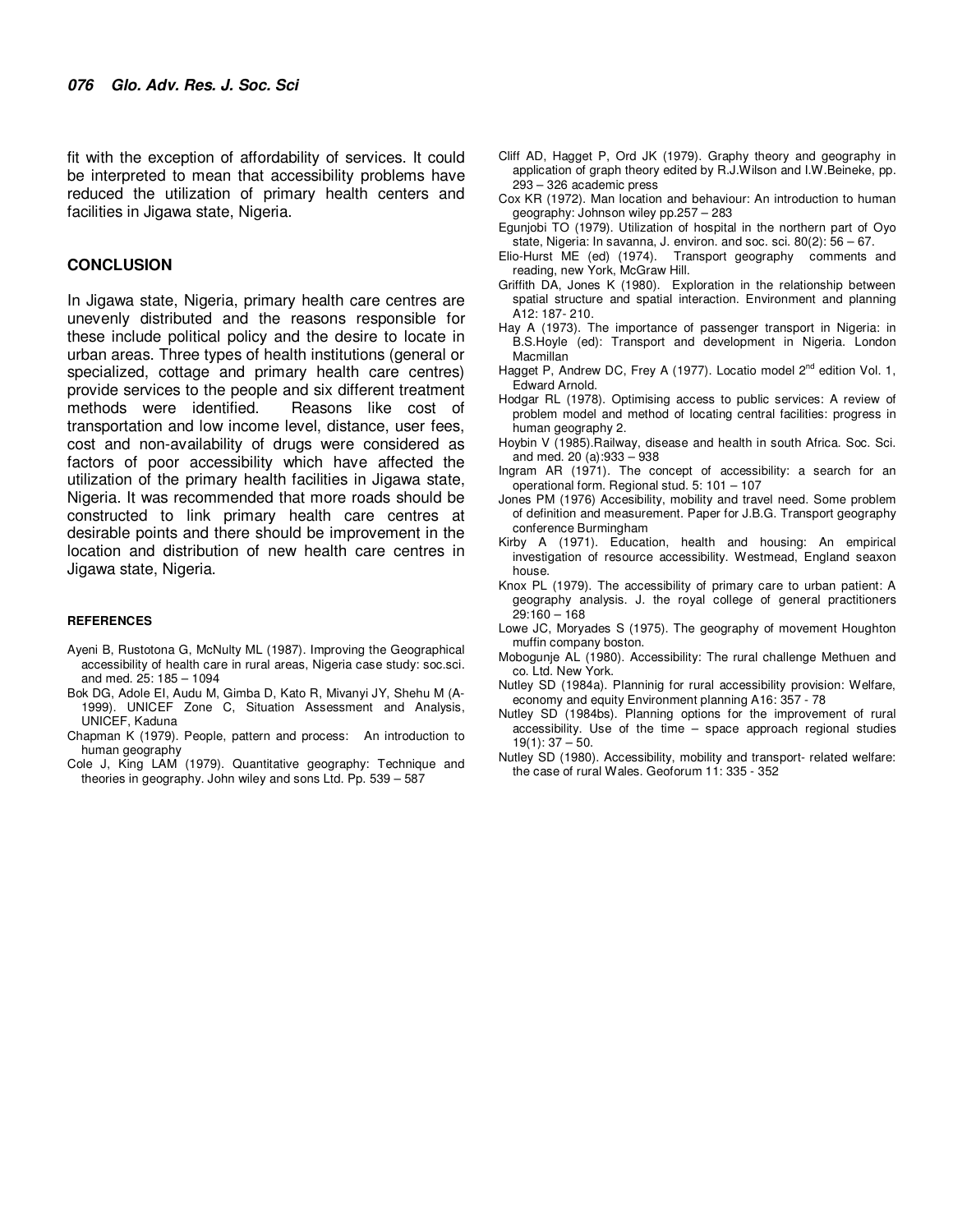fit with the exception of affordability of services. It could be interpreted to mean that accessibility problems have reduced the utilization of primary health centers and facilities in Jigawa state, Nigeria.

## CONCLUSION

In Jigawa state, Nigeria, primary health care centres are unevenly distributed and the reasons responsible for these include political policy and the desire to locate in urban areas. Three types of health institutions (general or specialized, cottage and primary health care centres) provide services to the people and six different treatment methods were identified. Reasons like cost of transportation and low income level, distance, user fees, cost and non-availability of drugs were considered as factors of poor accessibility which have affected the utilization of the primary health facilities in Jigawa state, Nigeria. It was recommended that more roads should be constructed to link primary health care centres at desirable points and there should be improvement in the location and distribution of new health care centres in Jigawa state, Nigeria.

### REFERENCES

Ayeni B, Rustotona G, McNulty ML (1987). Improving the Geographical accessibility of health care in rural areas, Nigeria case study: soc.sci. and med. 25: 185 – 1094

Bok DG, Adole EI, Audu M, Gimba D, Kato R, Mivanyi JY, Shehu M (A-1999). UNICEF Zone C, Situation Assessment and Analysis, UNICEF, Kaduna

Chapman K (1979). People, pattern and process: An introduction to human geography

Cole J, King LAM (1979). Quantitative geography: Technique and theories in geography. John wiley and sons Ltd. Pp. 539 – 587

Cliff AD, Hagget P, Ord JK (1979). Graphy theory and geography in application of graph theory edited by R.J.Wilson and I.W.Beineke, pp. 293 – 326 academic press

Cox KR (1972). Man location and behaviour: An introduction to human geography: Johnson wiley pp.257 – 283

Egunjobi TO (1979). Utilization of hospital in the northern part of Oyo state, Nigeria: In savanna, J. environ. and soc. sci. 80(2): 56 – 67.

Elio-Hurst ME (ed) (1974). Transport geography comments and reading, new York, McGraw Hill.

Griffith DA, Jones K (1980). Exploration in the relationship between spatial structure and spatial interaction. Environment and planning A12: 187- 210.

Hay A (1973). The importance of passenger transport in Nigeria: in B.S.Hoyle (ed): Transport and development in Nigeria. London Macmillan

Hagget P, Andrew DC, Frey A (1977). Locatio model 2nd edition Vol. 1, Edward Arnold.

Hodgar RL (1978). Optimising access to public services: A review of problem model and method of locating central facilities: progress in human geography 2.

Hoybin V (1985).Railway, disease and health in south Africa. Soc. Sci. and med. 20 (a):933 – 938

Ingram AR (1971). The concept of accessibility: a search for an operational form. Regional stud. 5: 101 – 107

Jones PM (1976) Accesibility, mobility and travel need. Some problem of definition and measurement. Paper for J.B.G. Transport geography conference Burmingham

Kirby A (1971). Education, health and housing: An empirical investigation of resource accessibility. Westmead, England seaxon house.

Knox PL (1979). The accessibility of primary care to urban patient: A geography analysis. J. the royal college of general practitioners 29:160 – 168

Lowe JC, Moryades S (1975). The geography of movement Houghton muffin company boston.

Mobogunje AL (1980). Accessibility: The rural challenge Methuen and co. Ltd. New York.

Nutley SD (1984a). Planninig for rural accessibility provision: Welfare, economy and equity Environment planning A16: 357 - 78

Nutley SD (1984bs). Planning options for the improvement of rural accessibility. Use of the time – space approach regional studies 19(1): 37 – 50.

Nutley SD (1980). Accessibility, mobility and transport- related welfare: the case of rural Wales. Geoforum 11: 335 - 352